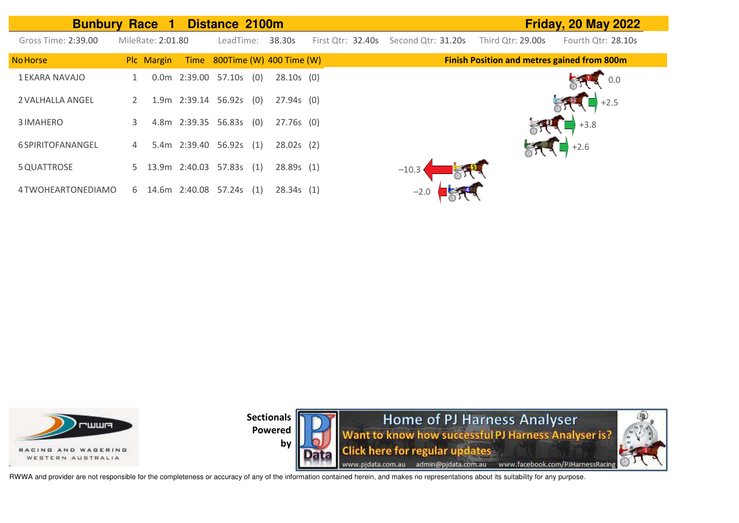## Bunbury Race 1 Distance 2100m

**Friday, 20 May 2022**

Gross Time: 2:39.00 | MileRate: 2:01.80 | LeadTime: 38.30s | First Qtr: 32.40s | Second Qtr: 31.20s | Third Qtr: 29.00s | Fourth Qtr: 28.10s

| No | Horse | Plc | Margin | Time | 800Time | (W) | 400 Time | (W) | Finish Position and metres gained from 800m |
|---|---|---|---|---|---|---|---|---|---|
| 1 | EKARA NAVAJO | 1 | 0.0m | 2:39.00 | 57.10s | (0) | 28.10s | (0) | 0.0 |
| 2 | VALHALLA ANGEL | 2 | 1.9m | 2:39.14 | 56.92s | (0) | 27.94s | (0) | +2.5 |
| 3 | IMAHERO | 3 | 4.8m | 2:39.35 | 56.83s | (0) | 27.76s | (0) | +3.8 |
| 6 | SPIRITOFANANGEL | 4 | 5.4m | 2:39.40 | 56.92s | (1) | 28.02s | (2) | +2.6 |
| 5 | QUATTROSE | 5 | 13.9m | 2:40.03 | 57.83s | (1) | 28.89s | (1) | −10.3 |
| 4 | TWOHEARTONEDIAMO | 6 | 14.6m | 2:40.08 | 57.24s | (1) | 28.34s | (1) | −2.0 |

RACING AND WAGERING WESTERN AUSTRALIA

Sectionals Powered by

Home of PJ Harness Analyser
Want to know how successful PJ Harness Analyser is?
Click here for regular updates
www.pjdata.com.au admin@pjdata.com.au www.facebook.com/PJHarnessRacing

RWWA and provider are not responsible for the completeness or accuracy of any of the information contained herein, and makes no representations about its suitability for any purpose.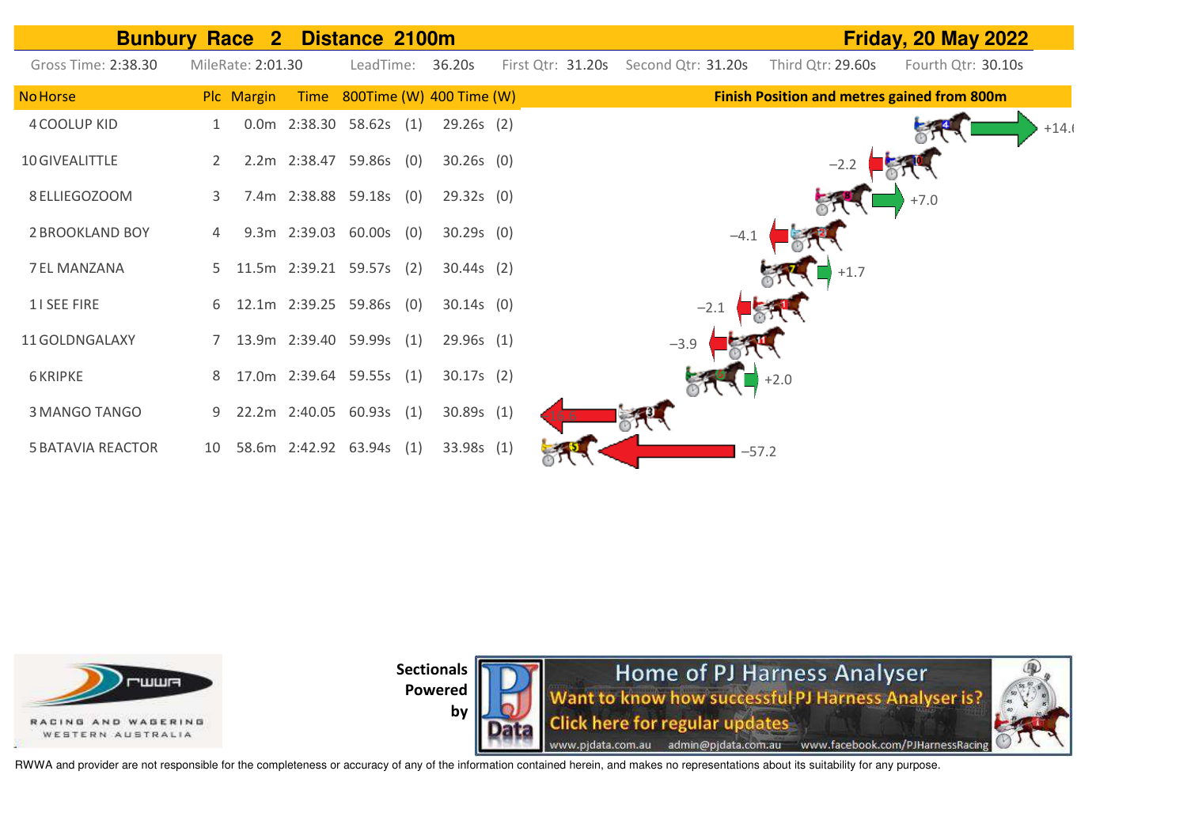## Bunbury Race 2 Distance 2100m

**Friday, 20 May 2022**

Gross Time: 2:38.30 | MileRate: 2:01.30 | LeadTime: 36.20s | First Qtr: 31.20s | Second Qtr: 31.20s | Third Qtr: 29.60s | Fourth Qtr: 30.10s

| No | Horse | Plc | Margin | Time | 800Time | (W) | 400 Time | (W) | Finish Position and metres gained from 800m |
|---|---|---|---|---|---|---|---|---|---|
| 4 | COOLUP KID | 1 | 0.0m | 2:38.30 | 58.62s | (1) | 29.26s | (2) | +14.( |
| 10 | GIVEALITTLE | 2 | 2.2m | 2:38.47 | 59.86s | (0) | 30.26s | (0) | −2.2 |
| 8 | ELLIEGOZOOM | 3 | 7.4m | 2:38.88 | 59.18s | (0) | 29.32s | (0) | +7.0 |
| 2 | BROOKLAND BOY | 4 | 9.3m | 2:39.03 | 60.00s | (0) | 30.29s | (0) | −4.1 |
| 7 | EL MANZANA | 5 | 11.5m | 2:39.21 | 59.57s | (2) | 30.44s | (2) | +1.7 |
| 1 | I SEE FIRE | 6 | 12.1m | 2:39.25 | 59.86s | (0) | 30.14s | (0) | −2.1 |
| 11 | GOLDNGALAXY | 7 | 13.9m | 2:39.40 | 59.99s | (1) | 29.96s | (1) | −3.9 |
| 6 | KRIPKE | 8 | 17.0m | 2:39.64 | 59.55s | (1) | 30.17s | (2) | +2.0 |
| 3 | MANGO TANGO | 9 | 22.2m | 2:40.05 | 60.93s | (1) | 30.89s | (1) | −16.6 |
| 5 | BATAVIA REACTOR | 10 | 58.6m | 2:42.92 | 63.94s | (1) | 33.98s | (1) | −57.2 |

RACING AND WAGERING WESTERN AUSTRALIA

Sectionals Powered by

Home of PJ Harness Analyser
Want to know how successful PJ Harness Analyser is?
Click here for regular updates
www.pjdata.com.au admin@pjdata.com.au www.facebook.com/PJHarnessRacing

RWWA and provider are not responsible for the completeness or accuracy of any of the information contained herein, and makes no representations about its suitability for any purpose.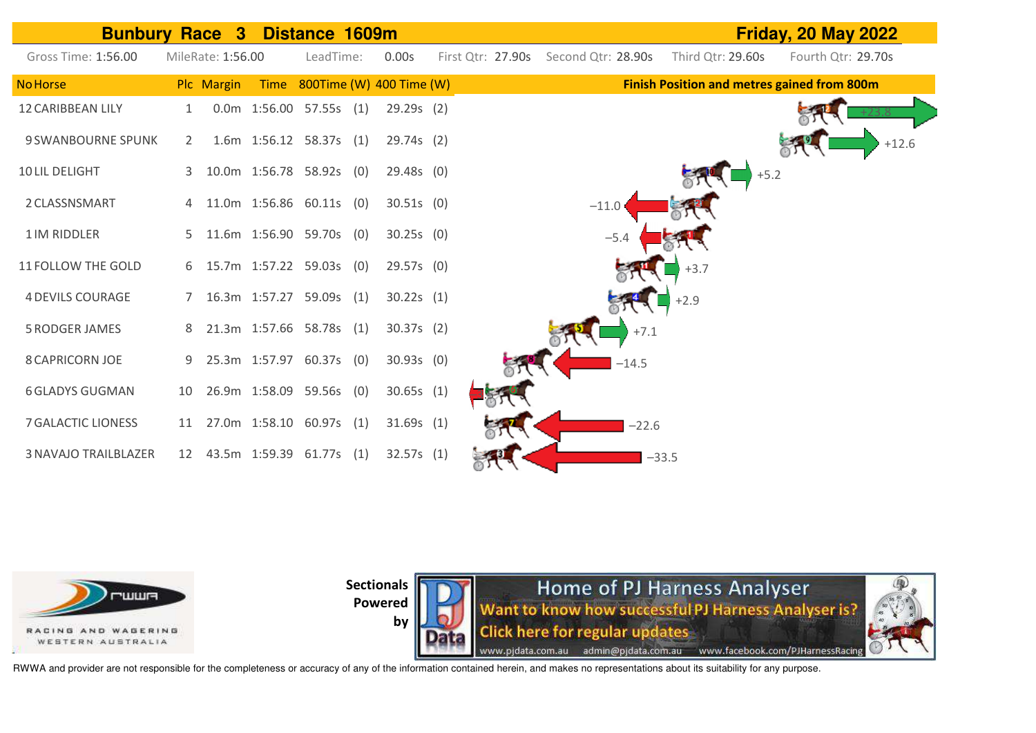# Bunbury Race 3 Distance 1609m — Friday, 20 May 2022

Gross Time: 1:56.00 MileRate: 1:56.00 LeadTime: 0.00s First Qtr: 27.90s Second Qtr: 28.90s Third Qtr: 29.60s Fourth Qtr: 29.70s

| No | Horse | Plc | Margin | Time | 800Time (W) | | 400 Time (W) | | Finish Position and metres gained from 800m |
|---|---|---|---|---|---|---|---|---|---|
| 12 | CARIBBEAN LILY | 1 | 0.0m | 1:56.00 | 57.55s | (1) | 29.29s | (2) | +23.8 |
| 9 | SWANBOURNE SPUNK | 2 | 1.6m | 1:56.12 | 58.37s | (1) | 29.74s | (2) | +12.6 |
| 10 | LIL DELIGHT | 3 | 10.0m | 1:56.78 | 58.92s | (0) | 29.48s | (0) | +5.2 |
| 2 | CLASSNSMART | 4 | 11.0m | 1:56.86 | 60.11s | (0) | 30.51s | (0) | −11.0 |
| 1 | IM RIDDLER | 5 | 11.6m | 1:56.90 | 59.70s | (0) | 30.25s | (0) | −5.4 |
| 11 | FOLLOW THE GOLD | 6 | 15.7m | 1:57.22 | 59.03s | (0) | 29.57s | (0) | +3.7 |
| 4 | DEVILS COURAGE | 7 | 16.3m | 1:57.27 | 59.09s | (1) | 30.22s | (1) | +2.9 |
| 5 | RODGER JAMES | 8 | 21.3m | 1:57.66 | 58.78s | (1) | 30.37s | (2) | +7.1 |
| 8 | CAPRICORN JOE | 9 | 25.3m | 1:57.97 | 60.37s | (0) | 30.93s | (0) | −14.5 |
| 6 | GLADYS GUGMAN | 10 | 26.9m | 1:58.09 | 59.56s | (0) | 30.65s | (1) | |
| 7 | GALACTIC LIONESS | 11 | 27.0m | 1:58.10 | 60.97s | (1) | 31.69s | (1) | −22.6 |
| 3 | NAVAJO TRAILBLAZER | 12 | 43.5m | 1:59.39 | 61.77s | (1) | 32.57s | (1) | −33.5 |

RACING AND WAGERING WESTERN AUSTRALIA

Sectionals Powered by

Home of PJ Harness Analyser
Want to know how successful PJ Harness Analyser is?
Click here for regular updates
www.pjdata.com.au admin@pjdata.com.au www.facebook.com/PJHarnessRacing

RWWA and provider are not responsible for the completeness or accuracy of any of the information contained herein, and makes no representations about its suitability for any purpose.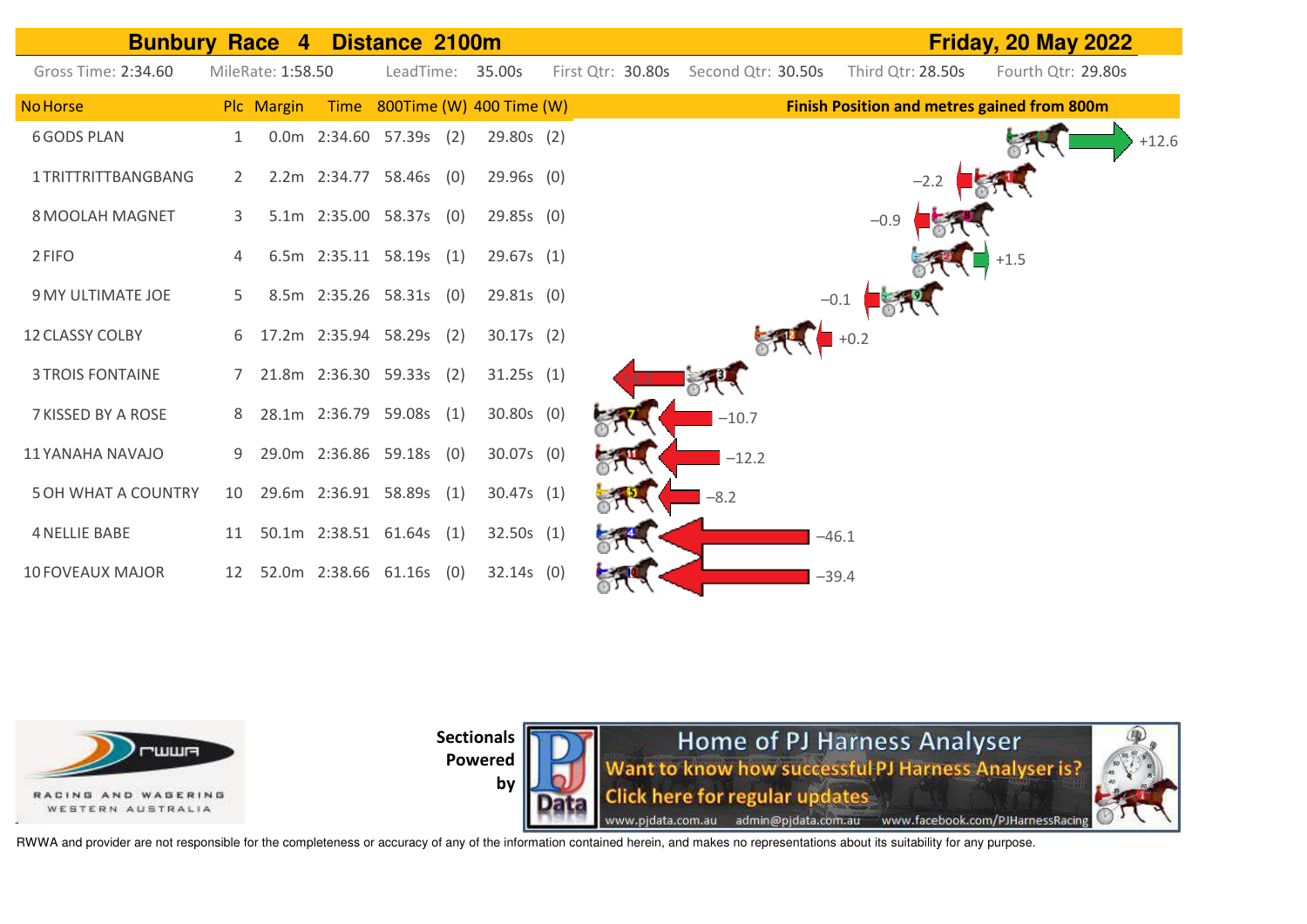# Bunbury Race 4 Distance 2100m

**Friday, 20 May 2022**

Gross Time: 2:34.60 | MileRate: 1:58.50 | LeadTime: 35.00s | First Qtr: 30.80s | Second Qtr: 30.50s | Third Qtr: 28.50s | Fourth Qtr: 29.80s

| No | Horse | Plc | Margin | Time | 800Time | (W) | 400 Time | (W) | Finish Position and metres gained from 800m |
|---|---|---|---|---|---|---|---|---|---|
| 6 | GODS PLAN | 1 | 0.0m | 2:34.60 | 57.39s | (2) | 29.80s | (2) | +12.6 |
| 1 | TRITTRITTBANGBANG | 2 | 2.2m | 2:34.77 | 58.46s | (0) | 29.96s | (0) | −2.2 |
| 8 | MOOLAH MAGNET | 3 | 5.1m | 2:35.00 | 58.37s | (0) | 29.85s | (0) | −0.9 |
| 2 | FIFO | 4 | 6.5m | 2:35.11 | 58.19s | (1) | 29.67s | (1) | +1.5 |
| 9 | MY ULTIMATE JOE | 5 | 8.5m | 2:35.26 | 58.31s | (0) | 29.81s | (0) | −0.1 |
| 12 | CLASSY COLBY | 6 | 17.2m | 2:35.94 | 58.29s | (2) | 30.17s | (2) | +0.2 |
| 3 | TROIS FONTAINE | 7 | 21.8m | 2:36.30 | 59.33s | (2) | 31.25s | (1) | |
| 7 | KISSED BY A ROSE | 8 | 28.1m | 2:36.79 | 59.08s | (1) | 30.80s | (0) | −10.7 |
| 11 | YANAHA NAVAJO | 9 | 29.0m | 2:36.86 | 59.18s | (0) | 30.07s | (0) | −12.2 |
| 5 | OH WHAT A COUNTRY | 10 | 29.6m | 2:36.91 | 58.89s | (1) | 30.47s | (1) | −8.2 |
| 4 | NELLIE BABE | 11 | 50.1m | 2:38.51 | 61.64s | (1) | 32.50s | (1) | −46.1 |
| 10 | FOVEAUX MAJOR | 12 | 52.0m | 2:38.66 | 61.16s | (0) | 32.14s | (0) | −39.4 |

Sectionals Powered by

Home of PJ Harness Analyser
Want to know how successful PJ Harness Analyser is?
Click here for regular updates
www.pjdata.com.au admin@pjdata.com.au www.facebook.com/PJHarnessRacing

RWWA and provider are not responsible for the completeness or accuracy of any of the information contained herein, and makes no representations about its suitability for any purpose.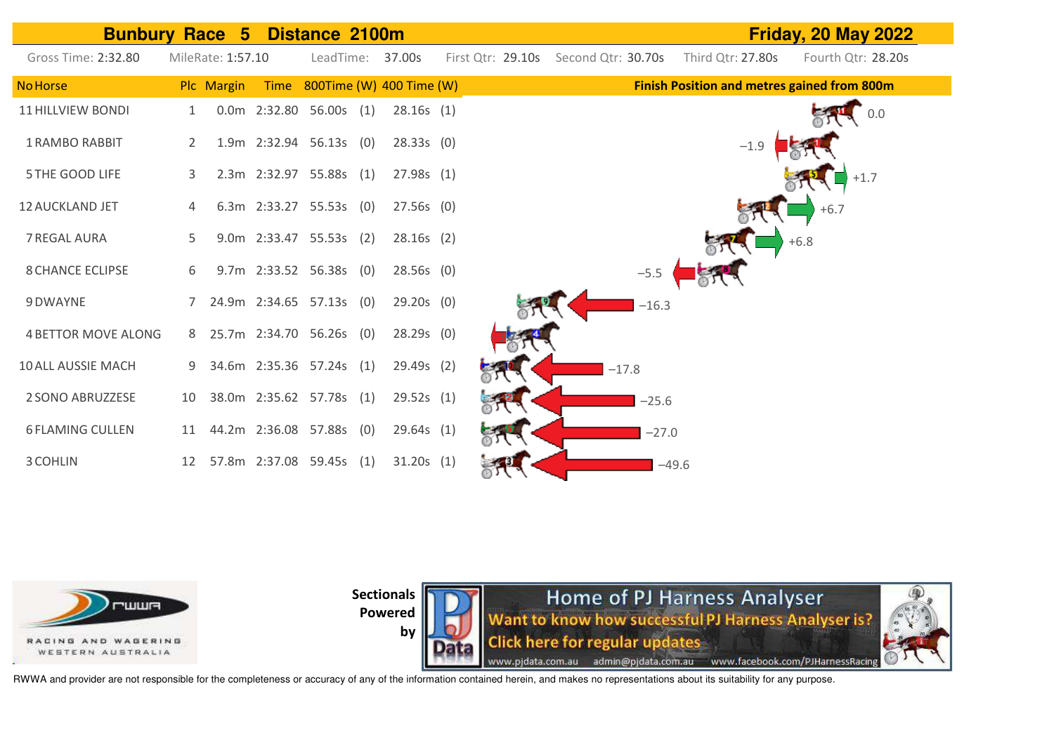# Bunbury Race 5 Distance 2100m

**Friday, 20 May 2022**

Gross Time: 2:32.80 MileRate: 1:57.10 LeadTime: 37.00s First Qtr: 29.10s Second Qtr: 30.70s Third Qtr: 27.80s Fourth Qtr: 28.20s

| No | Horse | Plc | Margin | Time | 800Time | (W) | 400 Time | (W) | Finish Position and metres gained from 800m |
|---|---|---|---|---|---|---|---|---|---|
| 11 | HILLVIEW BONDI | 1 | 0.0m | 2:32.80 | 56.00s | (1) | 28.16s | (1) | 0.0 |
| 1 | RAMBO RABBIT | 2 | 1.9m | 2:32.94 | 56.13s | (0) | 28.33s | (0) | −1.9 |
| 5 | THE GOOD LIFE | 3 | 2.3m | 2:32.97 | 55.88s | (1) | 27.98s | (1) | +1.7 |
| 12 | AUCKLAND JET | 4 | 6.3m | 2:33.27 | 55.53s | (0) | 27.56s | (0) | +6.7 |
| 7 | REGAL AURA | 5 | 9.0m | 2:33.47 | 55.53s | (2) | 28.16s | (2) | +6.8 |
| 8 | CHANCE ECLIPSE | 6 | 9.7m | 2:33.52 | 56.38s | (0) | 28.56s | (0) | −5.5 |
| 9 | DWAYNE | 7 | 24.9m | 2:34.65 | 57.13s | (0) | 29.20s | (0) | −16.3 |
| 4 | BETTOR MOVE ALONG | 8 | 25.7m | 2:34.70 | 56.26s | (0) | 28.29s | (0) | |
| 10 | ALL AUSSIE MACH | 9 | 34.6m | 2:35.36 | 57.24s | (1) | 29.49s | (2) | −17.8 |
| 2 | SONO ABRUZZESE | 10 | 38.0m | 2:35.62 | 57.78s | (1) | 29.52s | (1) | −25.6 |
| 6 | FLAMING CULLEN | 11 | 44.2m | 2:36.08 | 57.88s | (0) | 29.64s | (1) | −27.0 |
| 3 | COHLIN | 12 | 57.8m | 2:37.08 | 59.45s | (1) | 31.20s | (1) | −49.6 |

RWWA RACING AND WAGERING WESTERN AUSTRALIA

Sectionals Powered by

PJ Data — Home of PJ Harness Analyser — Want to know how successful PJ Harness Analyser is? Click here for regular updates — www.pjdata.com.au admin@pjdata.com.au www.facebook.com/PJHarnessRacing

RWWA and provider are not responsible for the completeness or accuracy of any of the information contained herein, and makes no representations about its suitability for any purpose.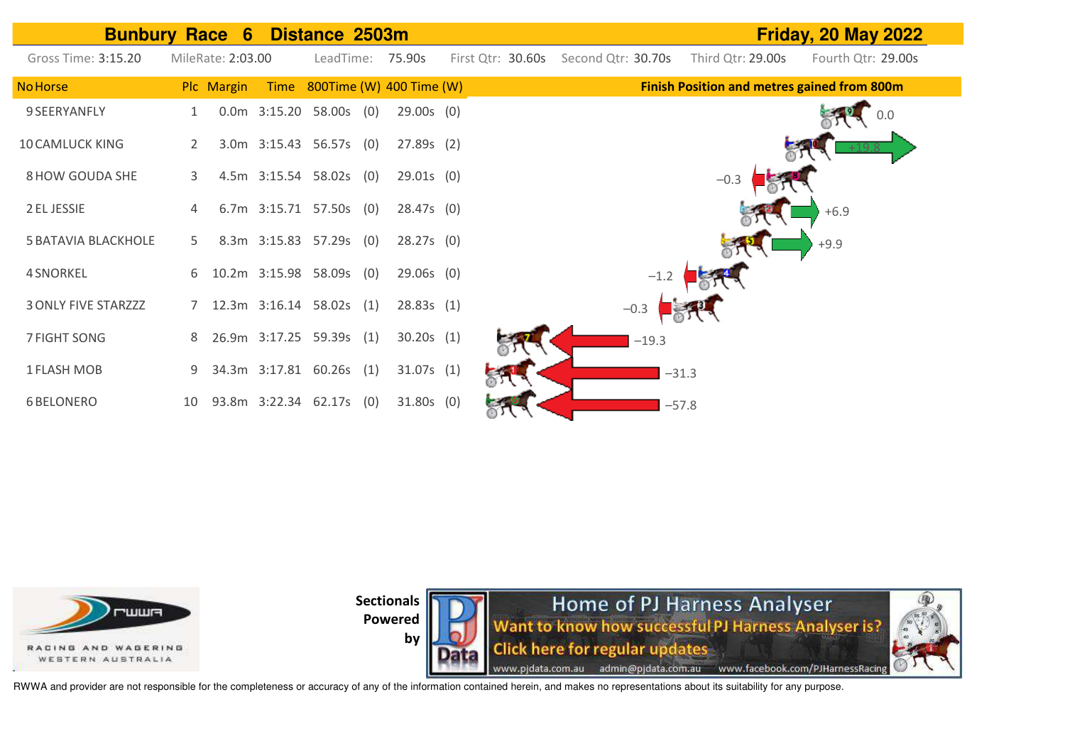# Bunbury Race 6 Distance 2503m — Friday, 20 May 2022

Gross Time: 3:15.20 | MileRate: 2:03.00 | LeadTime: 75.90s | First Qtr: 30.60s | Second Qtr: 30.70s | Third Qtr: 29.00s | Fourth Qtr: 29.00s

| No | Horse | Plc | Margin | Time | 800Time | (W) | 400 Time | (W) | Finish Position and metres gained from 800m |
|---|---|---|---|---|---|---|---|---|---|
| 9 | SEERYANFLY | 1 | 0.0m | 3:15.20 | 58.00s | (0) | 29.00s | (0) | 0.0 |
| 10 | CAMLUCK KING | 2 | 3.0m | 3:15.43 | 56.57s | (0) | 27.89s | (2) | +19.8 |
| 8 | HOW GOUDA SHE | 3 | 4.5m | 3:15.54 | 58.02s | (0) | 29.01s | (0) | −0.3 |
| 2 | EL JESSIE | 4 | 6.7m | 3:15.71 | 57.50s | (0) | 28.47s | (0) | +6.9 |
| 5 | BATAVIA BLACKHOLE | 5 | 8.3m | 3:15.83 | 57.29s | (0) | 28.27s | (0) | +9.9 |
| 4 | SNORKEL | 6 | 10.2m | 3:15.98 | 58.09s | (0) | 29.06s | (0) | −1.2 |
| 3 | ONLY FIVE STARZZZ | 7 | 12.3m | 3:16.14 | 58.02s | (1) | 28.83s | (1) | −0.3 |
| 7 | FIGHT SONG | 8 | 26.9m | 3:17.25 | 59.39s | (1) | 30.20s | (1) | −19.3 |
| 1 | FLASH MOB | 9 | 34.3m | 3:17.81 | 60.26s | (1) | 31.07s | (1) | −31.3 |
| 6 | BELONERO | 10 | 93.8m | 3:22.34 | 62.17s | (0) | 31.80s | (0) | −57.8 |

RACING AND WAGERING WESTERN AUSTRALIA

Sectionals Powered by

Home of PJ Harness Analyser
Want to know how successful PJ Harness Analyser is?
Click here for regular updates
www.pjdata.com.au admin@pjdata.com.au www.facebook.com/PJHarnessRacing

RWWA and provider are not responsible for the completeness or accuracy of any of the information contained herein, and makes no representations about its suitability for any purpose.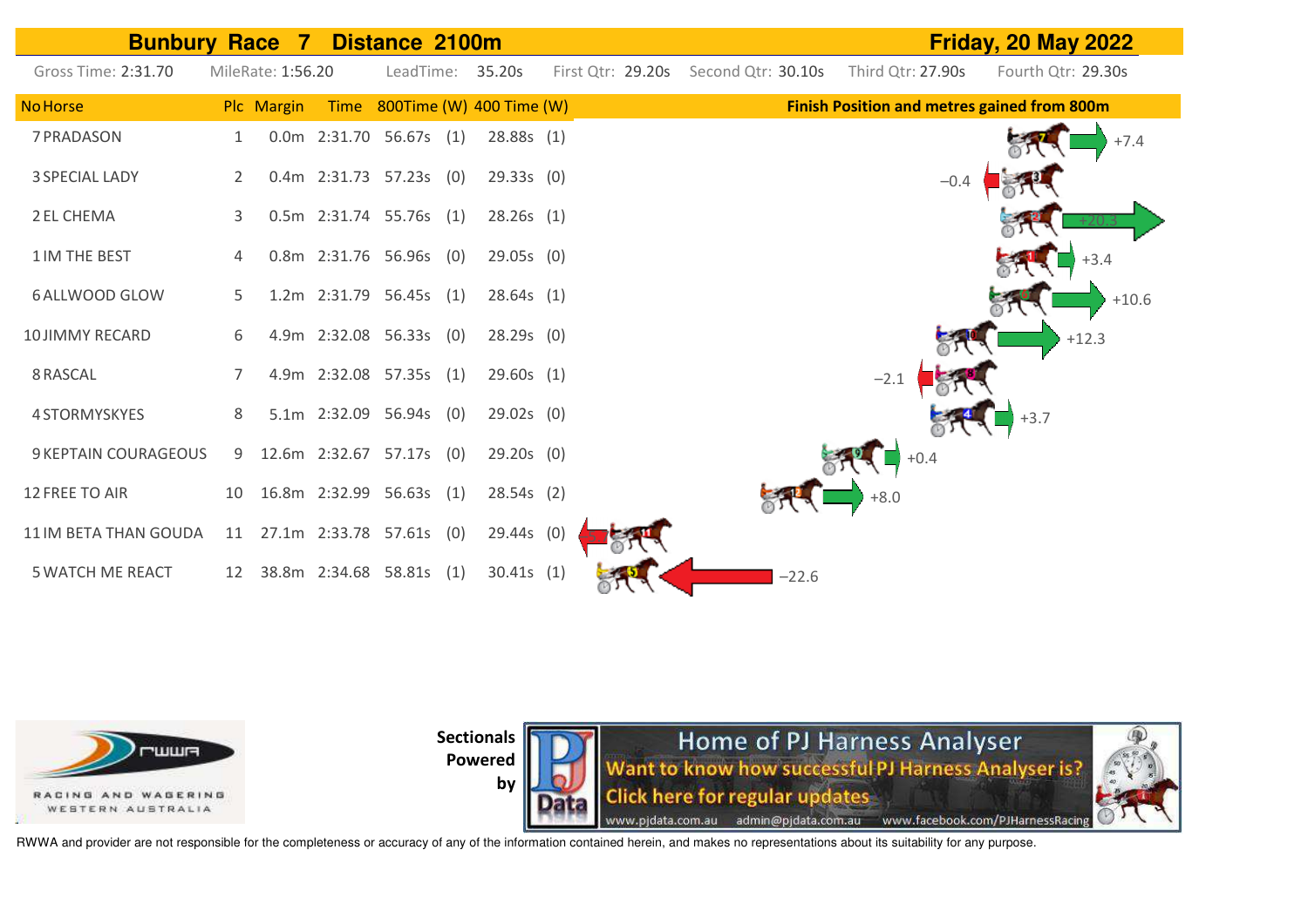## Bunbury Race 7 Distance 2100m — Friday, 20 May 2022

Gross Time: 2:31.70 MileRate: 1:56.20 LeadTime: 35.20s First Qtr: 29.20s Second Qtr: 30.10s Third Qtr: 27.90s Fourth Qtr: 29.30s

| No | Horse | Plc | Margin | Time | 800Time (W) | | 400 Time (W) | | Finish Position and metres gained from 800m |
|---|---|---|---|---|---|---|---|---|---|
| 7 | PRADASON | 1 | 0.0m | 2:31.70 | 56.67s | (1) | 28.88s | (1) | +7.4 |
| 3 | SPECIAL LADY | 2 | 0.4m | 2:31.73 | 57.23s | (0) | 29.33s | (0) | −0.4 |
| 2 | EL CHEMA | 3 | 0.5m | 2:31.74 | 55.76s | (1) | 28.26s | (1) | +20.3 |
| 1 | IM THE BEST | 4 | 0.8m | 2:31.76 | 56.96s | (0) | 29.05s | (0) | +3.4 |
| 6 | ALLWOOD GLOW | 5 | 1.2m | 2:31.79 | 56.45s | (1) | 28.64s | (1) | +10.6 |
| 10 | JIMMY RECARD | 6 | 4.9m | 2:32.08 | 56.33s | (0) | 28.29s | (0) | +12.3 |
| 8 | RASCAL | 7 | 4.9m | 2:32.08 | 57.35s | (1) | 29.60s | (1) | −2.1 |
| 4 | STORMYSKYES | 8 | 5.1m | 2:32.09 | 56.94s | (0) | 29.02s | (0) | +3.7 |
| 9 | KEPTAIN COURAGEOUS | 9 | 12.6m | 2:32.67 | 57.17s | (0) | 29.20s | (0) | +0.4 |
| 12 | FREE TO AIR | 10 | 16.8m | 2:32.99 | 56.63s | (1) | 28.54s | (2) | +8.0 |
| 11 | IM BETA THAN GOUDA | 11 | 27.1m | 2:33.78 | 57.61s | (0) | 29.44s | (0) | |
| 5 | WATCH ME REACT | 12 | 38.8m | 2:34.68 | 58.81s | (1) | 30.41s | (1) | −22.6 |

Sectionals Powered by

Home of PJ Harness Analyser
Want to know how successful PJ Harness Analyser is?
Click here for regular updates
www.pjdata.com.au admin@pjdata.com.au www.facebook.com/PJHarnessRacing

RWWA and provider are not responsible for the completeness or accuracy of any of the information contained herein, and makes no representations about its suitability for any purpose.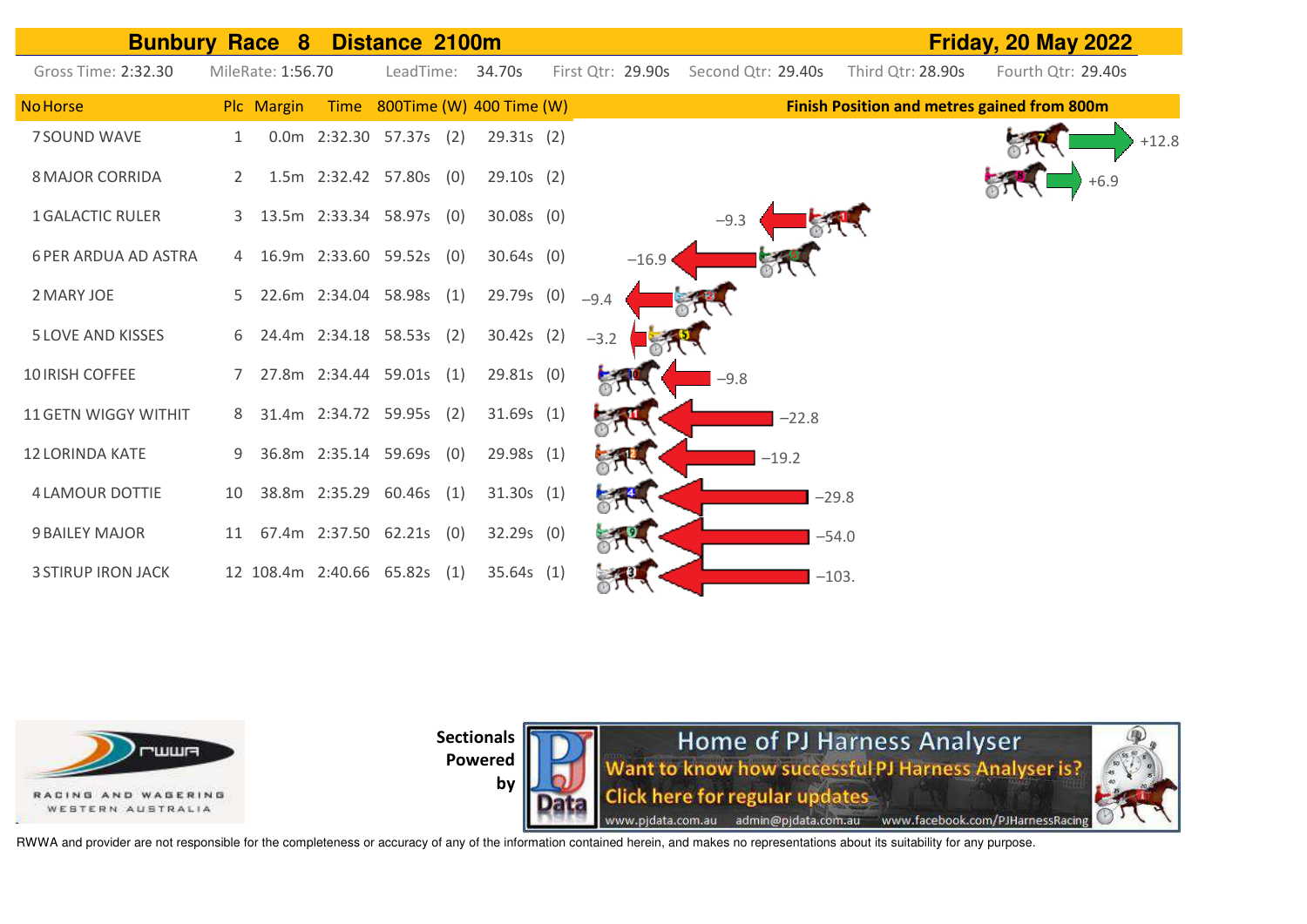# Bunbury Race 8 Distance 2100m — Friday, 20 May 2022

Gross Time: 2:32.30 MileRate: 1:56.70 LeadTime: 34.70s First Qtr: 29.90s Second Qtr: 29.40s Third Qtr: 28.90s Fourth Qtr: 29.40s

| No | Horse | Plc | Margin | Time | 800Time | (W) | 400 Time | (W) | Finish Position and metres gained from 800m |
|---|---|---|---|---|---|---|---|---|---|
| 7 | SOUND WAVE | 1 | 0.0m | 2:32.30 | 57.37s | (2) | 29.31s | (2) | +12.8 |
| 8 | MAJOR CORRIDA | 2 | 1.5m | 2:32.42 | 57.80s | (0) | 29.10s | (2) | +6.9 |
| 1 | GALACTIC RULER | 3 | 13.5m | 2:33.34 | 58.97s | (0) | 30.08s | (0) | −9.3 |
| 6 | PER ARDUA AD ASTRA | 4 | 16.9m | 2:33.60 | 59.52s | (0) | 30.64s | (0) | −16.9 |
| 2 | MARY JOE | 5 | 22.6m | 2:34.04 | 58.98s | (1) | 29.79s | (0) | −9.4 |
| 5 | LOVE AND KISSES | 6 | 24.4m | 2:34.18 | 58.53s | (2) | 30.42s | (2) | −3.2 |
| 10 | IRISH COFFEE | 7 | 27.8m | 2:34.44 | 59.01s | (1) | 29.81s | (0) | −9.8 |
| 11 | GETN WIGGY WITHIT | 8 | 31.4m | 2:34.72 | 59.95s | (2) | 31.69s | (1) | −22.8 |
| 12 | LORINDA KATE | 9 | 36.8m | 2:35.14 | 59.69s | (0) | 29.98s | (1) | −19.2 |
| 4 | LAMOUR DOTTIE | 10 | 38.8m | 2:35.29 | 60.46s | (1) | 31.30s | (1) | −29.8 |
| 9 | BAILEY MAJOR | 11 | 67.4m | 2:37.50 | 62.21s | (0) | 32.29s | (0) | −54.0 |
| 3 | STIRUP IRON JACK | 12 | 108.4m | 2:40.66 | 65.82s | (1) | 35.64s | (1) | −103. |

RWWA — Racing and Wagering Western Australia

**Sectionals Powered by** PJ Data — Home of PJ Harness Analyser. Want to know how successful PJ Harness Analyser is? Click here for regular updates. www.pjdata.com.au admin@pjdata.com.au www.facebook.com/PJHarnessRacing

RWWA and provider are not responsible for the completeness or accuracy of any of the information contained herein, and makes no representations about its suitability for any purpose.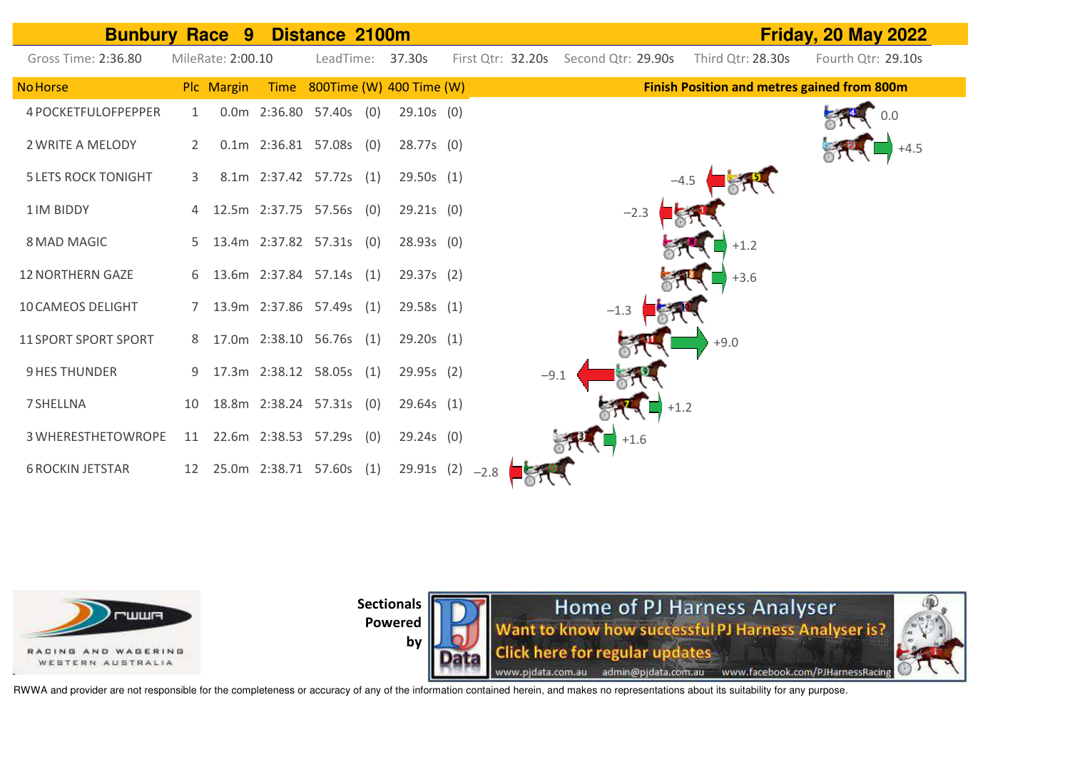## Bunbury Race 9 Distance 2100m — Friday, 20 May 2022

Gross Time: 2:36.80 | MileRate: 2:00.10 | LeadTime: 37.30s | First Qtr: 32.20s | Second Qtr: 29.90s | Third Qtr: 28.30s | Fourth Qtr: 29.10s

| No | Horse | Plc | Margin | Time | 800Time | (W) | 400 Time | (W) | Finish Position and metres gained from 800m |
|---|---|---|---|---|---|---|---|---|---|
| 4 | POCKETFULOFPEPPER | 1 | 0.0m | 2:36.80 | 57.40s | (0) | 29.10s | (0) | 0.0 |
| 2 | WRITE A MELODY | 2 | 0.1m | 2:36.81 | 57.08s | (0) | 28.77s | (0) | +4.5 |
| 5 | LETS ROCK TONIGHT | 3 | 8.1m | 2:37.42 | 57.72s | (1) | 29.50s | (1) | −4.5 |
| 1 | IM BIDDY | 4 | 12.5m | 2:37.75 | 57.56s | (0) | 29.21s | (0) | −2.3 |
| 8 | MAD MAGIC | 5 | 13.4m | 2:37.82 | 57.31s | (0) | 28.93s | (0) | +1.2 |
| 12 | NORTHERN GAZE | 6 | 13.6m | 2:37.84 | 57.14s | (1) | 29.37s | (2) | +3.6 |
| 10 | CAMEOS DELIGHT | 7 | 13.9m | 2:37.86 | 57.49s | (1) | 29.58s | (1) | −1.3 |
| 11 | SPORT SPORT SPORT | 8 | 17.0m | 2:38.10 | 56.76s | (1) | 29.20s | (1) | +9.0 |
| 9 | HES THUNDER | 9 | 17.3m | 2:38.12 | 58.05s | (1) | 29.95s | (2) | −9.1 |
| 7 | SHELLNA | 10 | 18.8m | 2:38.24 | 57.31s | (0) | 29.64s | (1) | +1.2 |
| 3 | WHERESTHETOWROPE | 11 | 22.6m | 2:38.53 | 57.29s | (0) | 29.24s | (0) | +1.6 |
| 6 | ROCKIN JETSTAR | 12 | 25.0m | 2:38.71 | 57.60s | (1) | 29.91s | (2) | −2.8 |

RACING AND WAGERING WESTERN AUSTRALIA

Sectionals Powered by

Home of PJ Harness Analyser
Want to know how successful PJ Harness Analyser is?
Click here for regular updates
www.pjdata.com.au admin@pjdata.com.au www.facebook.com/PJHarnessRacing

RWWA and provider are not responsible for the completeness or accuracy of any of the information contained herein, and makes no representations about its suitability for any purpose.